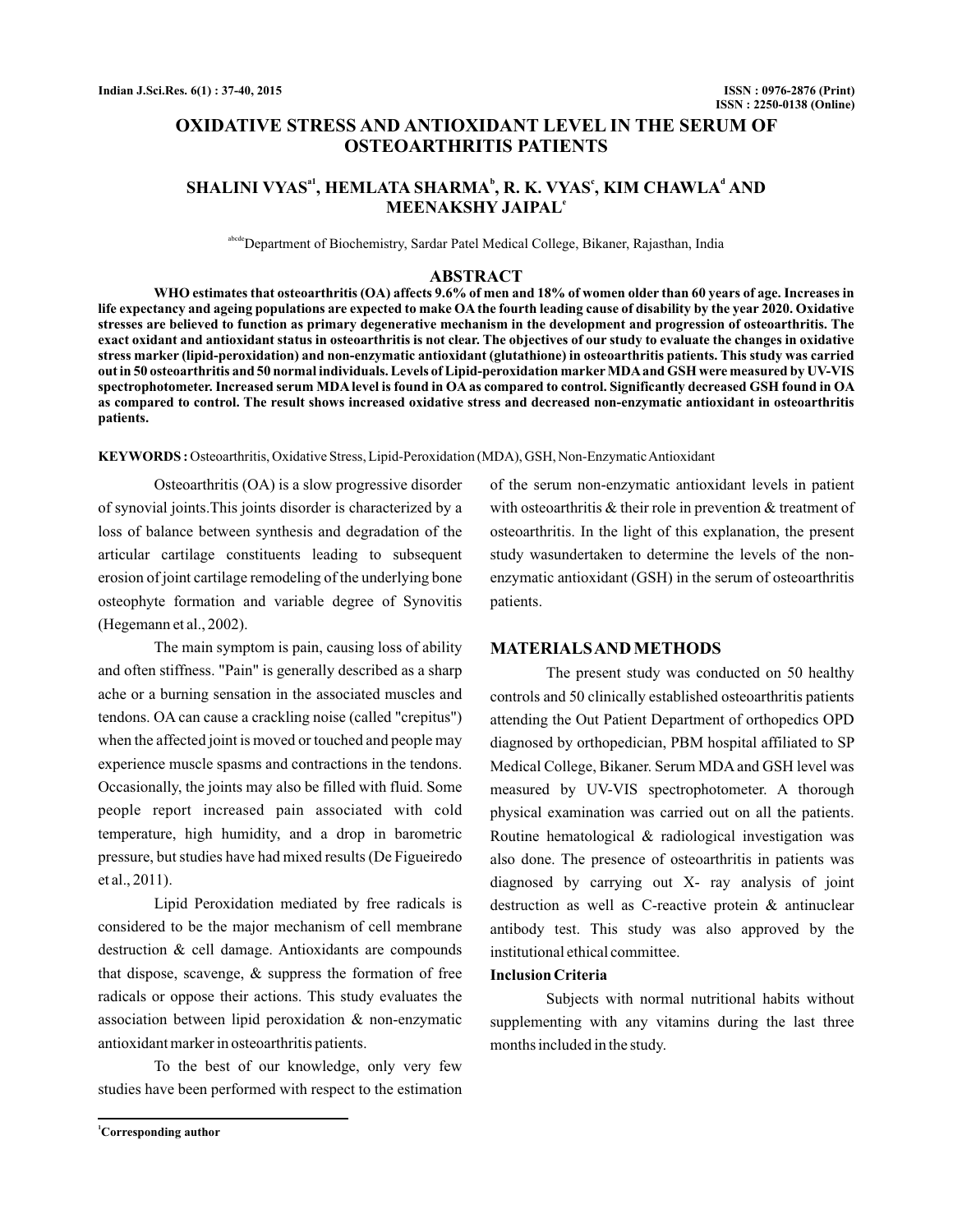# OXIDATIVE STRESS AND ANTIOXIDANT LEVEL IN THE SERUM OF OSTEOARTHRITIS PATIENTS

**SHALINI VYAS[a1], HEMLATA SHARMA[b], R. K. VYAS[c], KIM CHAWLA[d] AND MEENAKSHY JAIPAL[e]**

[abcde]Department of Biochemistry, Sardar Patel Medical College, Bikaner, Rajasthan, India

## ABSTRACT

**WHO estimates that osteoarthritis (OA) affects 9.6% of men and 18% of women older than 60 years of age. Increases in life expectancy and ageing populations are expected to make OA the fourth leading cause of disability by the year 2020. Oxidative stresses are believed to function as primary degenerative mechanism in the development and progression of osteoarthritis. The exact oxidant and antioxidant status in osteoarthritis is not clear. The objectives of our study to evaluate the changes in oxidative stress marker (lipid-peroxidation) and non-enzymatic antioxidant (glutathione) in osteoarthritis patients. This study was carried out in 50 osteoarthritis and 50 normal individuals. Levels of Lipid-peroxidation marker MDA and GSH were measured by UV-VIS spectrophotometer. Increased serum MDA level is found in OA as compared to control. Significantly decreased GSH found in OA as compared to control. The result shows increased oxidative stress and decreased non-enzymatic antioxidant in osteoarthritis patients.**

**KEYWORDS :** Osteoarthritis, Oxidative Stress, Lipid-Peroxidation (MDA), GSH, Non-Enzymatic Antioxidant

Osteoarthritis (OA) is a slow progressive disorder of synovial joints.This joints disorder is characterized by a loss of balance between synthesis and degradation of the articular cartilage constituents leading to subsequent erosion of joint cartilage remodeling of the underlying bone osteophyte formation and variable degree of Synovitis (Hegemann et al., 2002).

The main symptom is pain, causing loss of ability and often stiffness. "Pain" is generally described as a sharp ache or a burning sensation in the associated muscles and tendons. OA can cause a crackling noise (called "crepitus") when the affected joint is moved or touched and people may experience muscle spasms and contractions in the tendons. Occasionally, the joints may also be filled with fluid. Some people report increased pain associated with cold temperature, high humidity, and a drop in barometric pressure, but studies have had mixed results (De Figueiredo et al., 2011).

Lipid Peroxidation mediated by free radicals is considered to be the major mechanism of cell membrane destruction & cell damage. Antioxidants are compounds that dispose, scavenge, & suppress the formation of free radicals or oppose their actions. This study evaluates the association between lipid peroxidation & non-enzymatic antioxidant marker in osteoarthritis patients.

To the best of our knowledge, only very few studies have been performed with respect to the estimation of the serum non-enzymatic antioxidant levels in patient with osteoarthritis & their role in prevention & treatment of osteoarthritis. In the light of this explanation, the present study wasundertaken to determine the levels of the non-enzymatic antioxidant (GSH) in the serum of osteoarthritis patients.

## MATERIALS AND METHODS

The present study was conducted on 50 healthy controls and 50 clinically established osteoarthritis patients attending the Out Patient Department of orthopedics OPD diagnosed by orthopedician, PBM hospital affiliated to SP Medical College, Bikaner. Serum MDA and GSH level was measured by UV-VIS spectrophotometer. A thorough physical examination was carried out on all the patients. Routine hematological & radiological investigation was also done. The presence of osteoarthritis in patients was diagnosed by carrying out X- ray analysis of joint destruction as well as C-reactive protein & antinuclear antibody test. This study was also approved by the institutional ethical committee.

### Inclusion Criteria

Subjects with normal nutritional habits without supplementing with any vitamins during the last three months included in the study.

[1]Corresponding author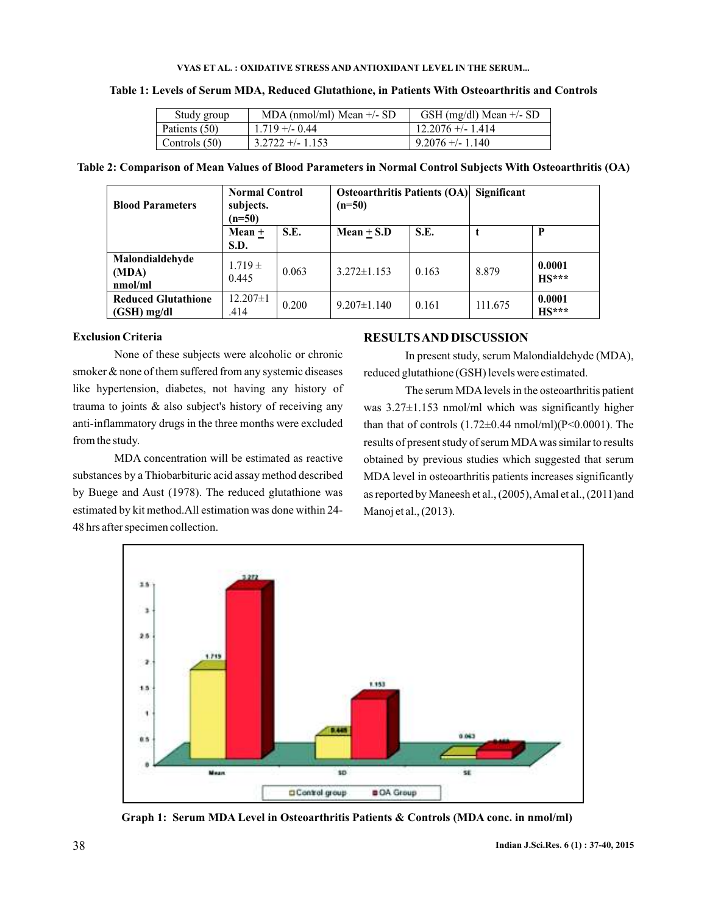**Table 1: Levels of Serum MDA, Reduced Glutathione, in Patients With Osteoarthritis and Controls**

| Study group | MDA (nmol/ml) Mean +/- SD | GSH (mg/dl) Mean +/- SD |
|---|---|---|
| Patients (50) | 1.719 +/- 0.44 | 12.2076 +/- 1.414 |
| Controls (50) | 3.2722 +/- 1.153 | 9.2076 +/- 1.140 |

**Table 2: Comparison of Mean Values of Blood Parameters in Normal Control Subjects With Osteoarthritis (OA)**

| Blood Parameters | Normal Control subjects. (n=50) | | Osteoarthritis Patients (OA) (n=50) | | Significant | |
|---|---|---|---|---|---|---|
| | Mean ± S.D. | S.E. | Mean ± S.D | S.E. | t | P |
| Malondialdehyde (MDA) nmol/ml | 1.719 ± 0.445 | 0.063 | 3.272±1.153 | 0.163 | 8.879 | **0.0001 HS*** ** |
| Reduced Glutathione (GSH) mg/dl | 12.207±1 .414 | 0.200 | 9.207±1.140 | 0.161 | 111.675 | **0.0001 HS*** ** |

**Exclusion Criteria**

None of these subjects were alcoholic or chronic smoker & none of them suffered from any systemic diseases like hypertension, diabetes, not having any history of trauma to joints & also subject's history of receiving any anti-inflammatory drugs in the three months were excluded from the study.

MDA concentration will be estimated as reactive substances by a Thiobarbituric acid assay method described by Buege and Aust (1978). The reduced glutathione was estimated by kit method.All estimation was done within 24-48 hrs after specimen collection.

## RESULTS AND DISCUSSION

In present study, serum Malondialdehyde (MDA), reduced glutathione (GSH) levels were estimated.

The serum MDA levels in the osteoarthritis patient was 3.27±1.153 nmol/ml which was significantly higher than that of controls (1.72±0.44 nmol/ml)($P<0.0001$). The results of present study of serum MDA was similar to results obtained by previous studies which suggested that serum MDA level in osteoarthritis patients increases significantly as reported by Maneesh et al., (2005), Amal et al., (2011)and Manoj et al., (2013).

**Graph 1: Serum MDA Level in Osteoarthritis Patients & Controls (MDA conc. in nmol/ml)**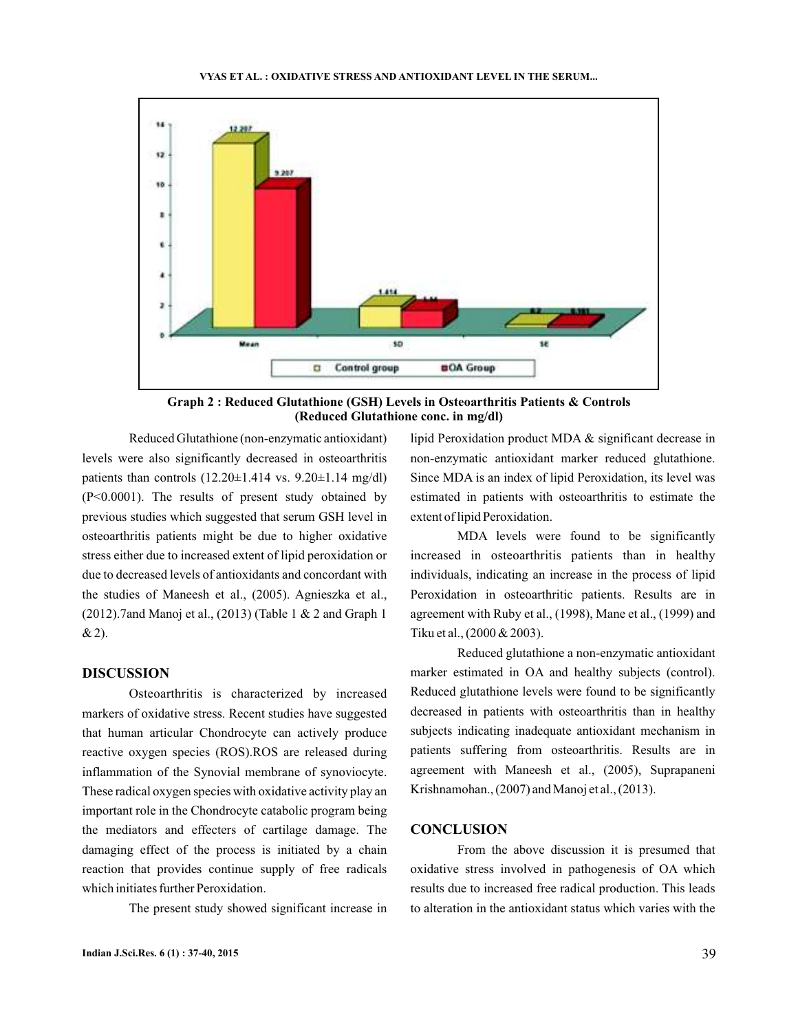Graph 2 : Reduced Glutathione (GSH) Levels in Osteoarthritis Patients & Controls (Reduced Glutathione conc. in mg/dl)

Reduced Glutathione (non-enzymatic antioxidant) levels were also significantly decreased in osteoarthritis patients than controls (12.20±1.414 vs. 9.20±1.14 mg/dl) (P<0.0001). The results of present study obtained by previous studies which suggested that serum GSH level in osteoarthritis patients might be due to higher oxidative stress either due to increased extent of lipid peroxidation or due to decreased levels of antioxidants and concordant with the studies of Maneesh et al., (2005). Agnieszka et al., (2012).7and Manoj et al., (2013) (Table 1 & 2 and Graph 1 & 2).

## DISCUSSION

Osteoarthritis is characterized by increased markers of oxidative stress. Recent studies have suggested that human articular Chondrocyte can actively produce reactive oxygen species (ROS).ROS are released during inflammation of the Synovial membrane of synoviocyte. These radical oxygen species with oxidative activity play an important role in the Chondrocyte catabolic program being the mediators and effecters of cartilage damage. The damaging effect of the process is initiated by a chain reaction that provides continue supply of free radicals which initiates further Peroxidation.

The present study showed significant increase in lipid Peroxidation product MDA & significant decrease in non-enzymatic antioxidant marker reduced glutathione. Since MDA is an index of lipid Peroxidation, its level was estimated in patients with osteoarthritis to estimate the extent of lipid Peroxidation.

MDA levels were found to be significantly increased in osteoarthritis patients than in healthy individuals, indicating an increase in the process of lipid Peroxidation in osteoarthritic patients. Results are in agreement with Ruby et al., (1998), Mane et al., (1999) and Tiku et al., (2000 & 2003).

Reduced glutathione a non-enzymatic antioxidant marker estimated in OA and healthy subjects (control). Reduced glutathione levels were found to be significantly decreased in patients with osteoarthritis than in healthy subjects indicating inadequate antioxidant mechanism in patients suffering from osteoarthritis. Results are in agreement with Maneesh et al., (2005), Suprapaneni Krishnamohan., (2007) and Manoj et al., (2013).

## CONCLUSION

From the above discussion it is presumed that oxidative stress involved in pathogenesis of OA which results due to increased free radical production. This leads to alteration in the antioxidant status which varies with the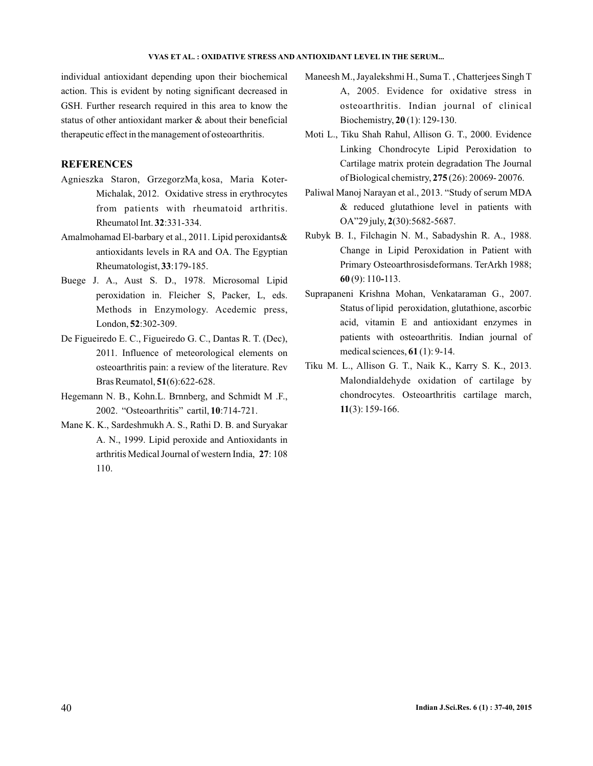individual antioxidant depending upon their biochemical action. This is evident by noting significant decreased in GSH. Further research required in this area to know the status of other antioxidant marker & about their beneficial therapeutic effect in the management of osteoarthritis.

## REFERENCES

Agnieszka Staron, GrzegorzMa̧kosa, Maria Koter-Michalak, 2012. Oxidative stress in erythrocytes from patients with rheumatoid arthritis. Rheumatol Int. **32**:331-334.

Amalmohamad El-barbary et al., 2011. Lipid peroxidants& antioxidants levels in RA and OA. The Egyptian Rheumatologist, **33**:179-185.

Buege J. A., Aust S. D., 1978. Microsomal Lipid peroxidation in. Fleicher S, Packer, L, eds. Methods in Enzymology. Acedemic press, London, **52**:302-309.

De Figueiredo E. C., Figueiredo G. C., Dantas R. T. (Dec), 2011. Influence of meteorological elements on osteoarthritis pain: a review of the literature. Rev Bras Reumatol, **51**(6):622-628.

Hegemann N. B., Kohn.L. Brnnberg, and Schmidt M .F., 2002. "Osteoarthritis" cartil, **10**:714-721.

Mane K. K., Sardeshmukh A. S., Rathi D. B. and Suryakar A. N., 1999. Lipid peroxide and Antioxidants in arthritis Medical Journal of western India, **27**: 108 110.

Maneesh M., Jayalekshmi H., Suma T. , Chatterjees Singh T A, 2005. Evidence for oxidative stress in osteoarthritis. Indian journal of clinical Biochemistry, **20** (1): 129-130.

Moti L., Tiku Shah Rahul, Allison G. T., 2000. Evidence Linking Chondrocyte Lipid Peroxidation to Cartilage matrix protein degradation The Journal of Biological chemistry, **275** (26): 20069- 20076.

Paliwal Manoj Narayan et al., 2013. "Study of serum MDA & reduced glutathione level in patients with OA"29 july, **2**(30):5682-5687.

Rubyk B. I., Filchagin N. M., Sabadyshin R. A., 1988. Change in Lipid Peroxidation in Patient with Primary Osteoarthrosisdeformans. TerArkh 1988; **60** (9): 110-113.

Suprapaneni Krishna Mohan, Venkataraman G., 2007. Status of lipid peroxidation, glutathione, ascorbic acid, vitamin E and antioxidant enzymes in patients with osteoarthritis. Indian journal of medical sciences, **61** (1): 9-14.

Tiku M. L., Allison G. T., Naik K., Karry S. K., 2013. Malondialdehyde oxidation of cartilage by chondrocytes. Osteoarthritis cartilage march, **11**(3): 159-166.